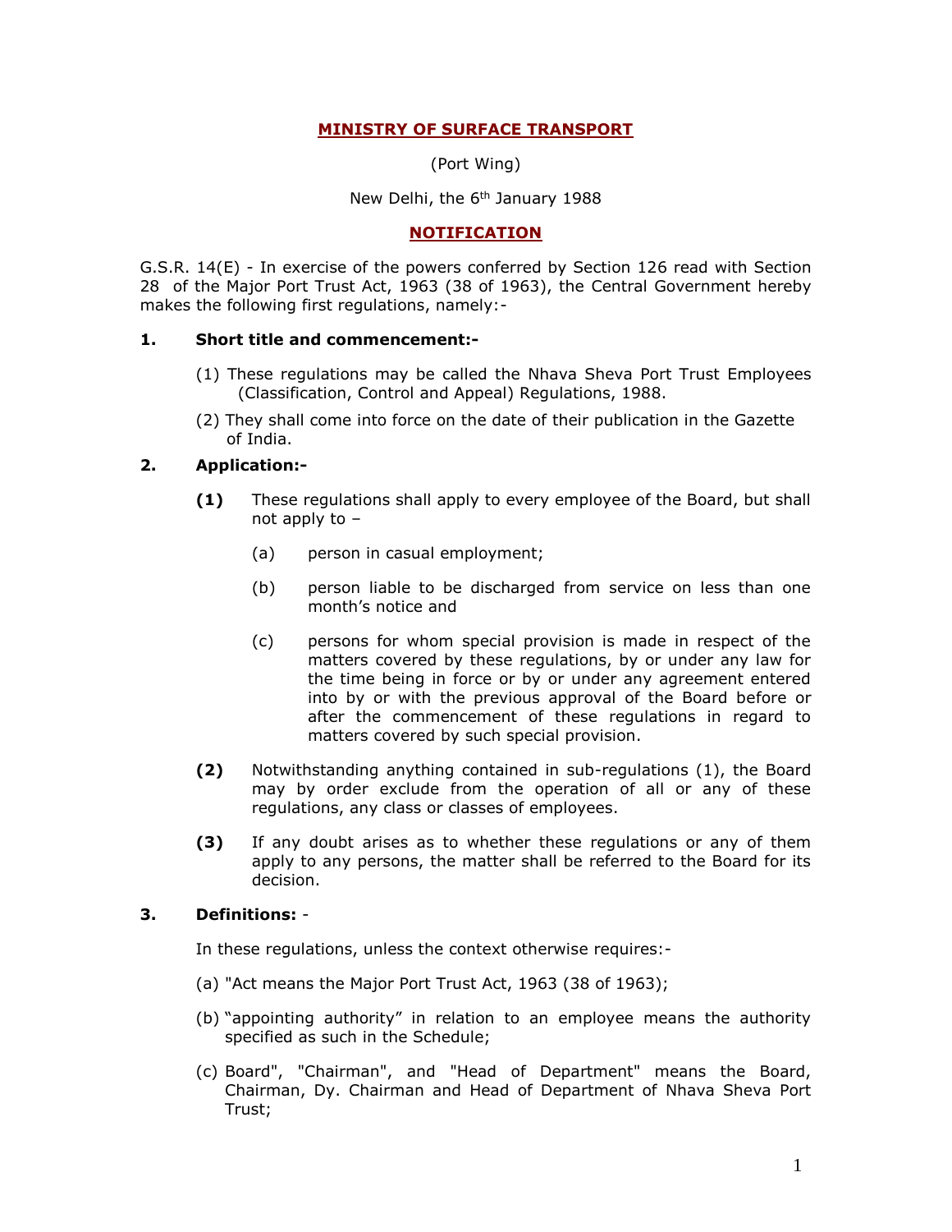## MINISTRY OF SURFACE TRANSPORT

(Port Wing)

New Delhi, the 6th January 1988

## NOTIFICATION

G.S.R. 14(E) - In exercise of the powers conferred by Section 126 read with Section 28 of the Major Port Trust Act, 1963 (38 of 1963), the Central Government hereby makes the following first regulations, namely:-

**1. Short title and commencement:-**

(1) These regulations may be called the Nhava Sheva Port Trust Employees (Classification, Control and Appeal) Regulations, 1988.

(2) They shall come into force on the date of their publication in the Gazette of India.

**2. Application:-**

**(1)** These regulations shall apply to every employee of the Board, but shall not apply to –

(a) person in casual employment;

(b) person liable to be discharged from service on less than one month's notice and

(c) persons for whom special provision is made in respect of the matters covered by these regulations, by or under any law for the time being in force or by or under any agreement entered into by or with the previous approval of the Board before or after the commencement of these regulations in regard to matters covered by such special provision.

**(2)** Notwithstanding anything contained in sub-regulations (1), the Board may by order exclude from the operation of all or any of these regulations, any class or classes of employees.

**(3)** If any doubt arises as to whether these regulations or any of them apply to any persons, the matter shall be referred to the Board for its decision.

**3. Definitions:** -

In these regulations, unless the context otherwise requires:-

(a) "Act means the Major Port Trust Act, 1963 (38 of 1963);

(b) "appointing authority" in relation to an employee means the authority specified as such in the Schedule;

(c) Board", "Chairman", and "Head of Department" means the Board, Chairman, Dy. Chairman and Head of Department of Nhava Sheva Port Trust;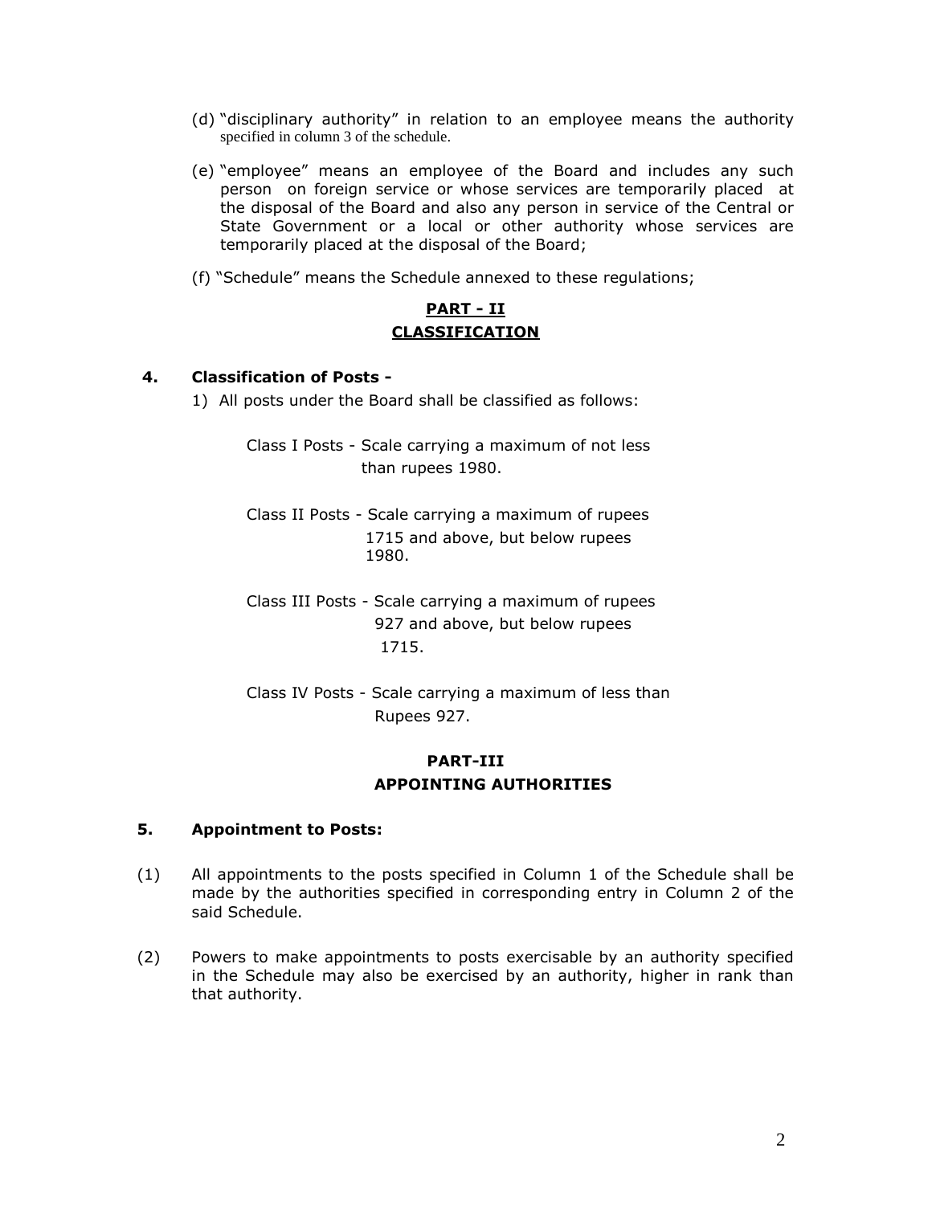(d) "disciplinary authority" in relation to an employee means the authority specified in column 3 of the schedule.

(e) "employee" means an employee of the Board and includes any such person on foreign service or whose services are temporarily placed at the disposal of the Board and also any person in service of the Central or State Government or a local or other authority whose services are temporarily placed at the disposal of the Board;

(f) "Schedule" means the Schedule annexed to these regulations;

## PART - II
## CLASSIFICATION

**4. Classification of Posts -**

1) All posts under the Board shall be classified as follows:

Class I Posts - Scale carrying a maximum of not less than rupees 1980.

Class II Posts - Scale carrying a maximum of rupees 1715 and above, but below rupees 1980.

Class III Posts - Scale carrying a maximum of rupees 927 and above, but below rupees 1715.

Class IV Posts - Scale carrying a maximum of less than Rupees 927.

## PART-III
## APPOINTING AUTHORITIES

**5. Appointment to Posts:**

(1) All appointments to the posts specified in Column 1 of the Schedule shall be made by the authorities specified in corresponding entry in Column 2 of the said Schedule.

(2) Powers to make appointments to posts exercisable by an authority specified in the Schedule may also be exercised by an authority, higher in rank than that authority.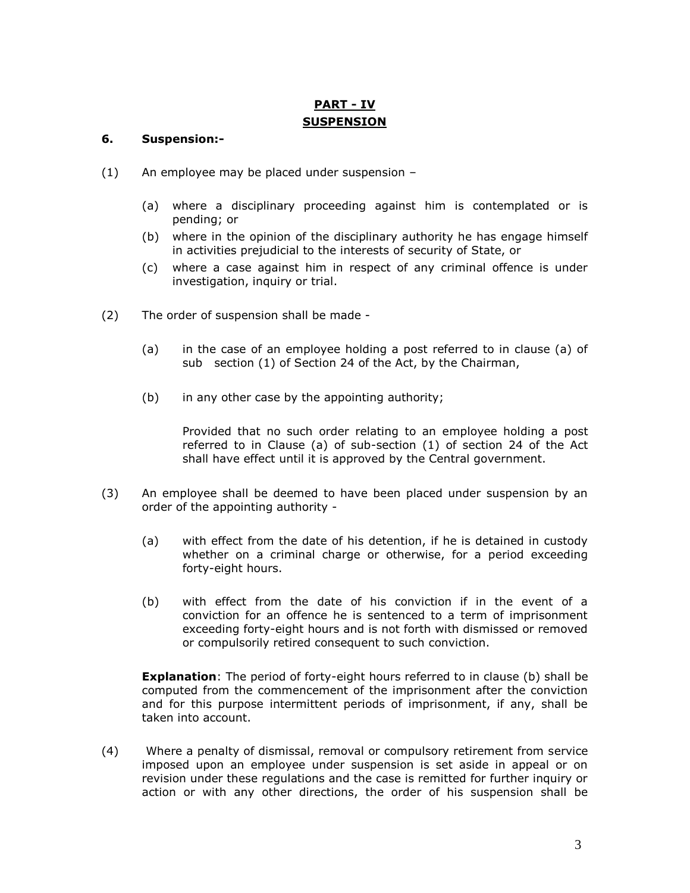## PART - IV

## SUSPENSION

**6. Suspension:-**

(1) An employee may be placed under suspension –

(a) where a disciplinary proceeding against him is contemplated or is pending; or

(b) where in the opinion of the disciplinary authority he has engage himself in activities prejudicial to the interests of security of State, or

(c) where a case against him in respect of any criminal offence is under investigation, inquiry or trial.

(2) The order of suspension shall be made -

(a) in the case of an employee holding a post referred to in clause (a) of sub section (1) of Section 24 of the Act, by the Chairman,

(b) in any other case by the appointing authority;

Provided that no such order relating to an employee holding a post referred to in Clause (a) of sub-section (1) of section 24 of the Act shall have effect until it is approved by the Central government.

(3) An employee shall be deemed to have been placed under suspension by an order of the appointing authority -

(a) with effect from the date of his detention, if he is detained in custody whether on a criminal charge or otherwise, for a period exceeding forty-eight hours.

(b) with effect from the date of his conviction if in the event of a conviction for an offence he is sentenced to a term of imprisonment exceeding forty-eight hours and is not forth with dismissed or removed or compulsorily retired consequent to such conviction.

**Explanation**: The period of forty-eight hours referred to in clause (b) shall be computed from the commencement of the imprisonment after the conviction and for this purpose intermittent periods of imprisonment, if any, shall be taken into account.

(4) Where a penalty of dismissal, removal or compulsory retirement from service imposed upon an employee under suspension is set aside in appeal or on revision under these regulations and the case is remitted for further inquiry or action or with any other directions, the order of his suspension shall be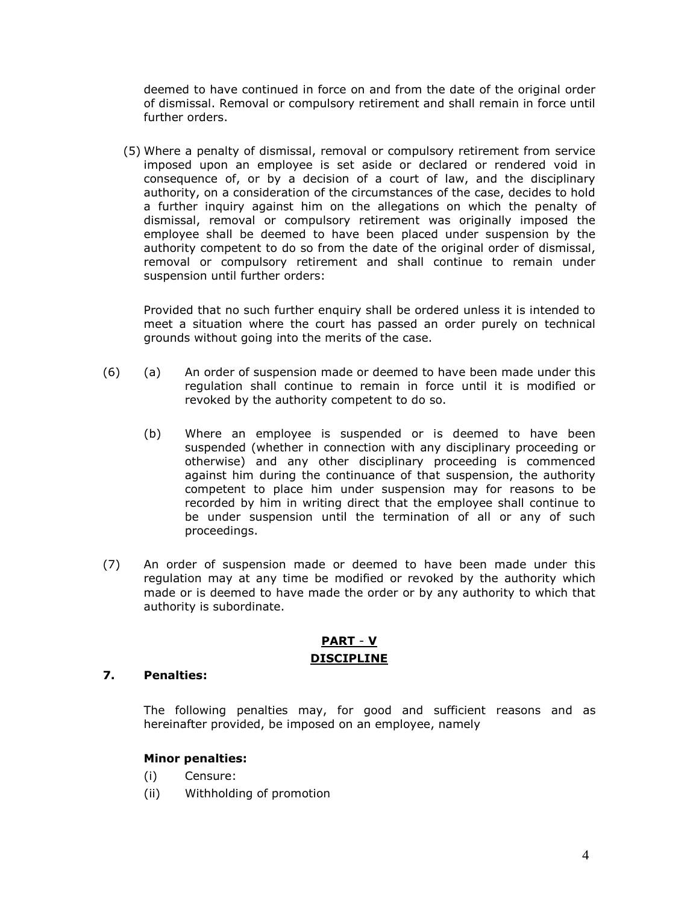deemed to have continued in force on and from the date of the original order of dismissal. Removal or compulsory retirement and shall remain in force until further orders.

(5) Where a penalty of dismissal, removal or compulsory retirement from service imposed upon an employee is set aside or declared or rendered void in consequence of, or by a decision of a court of law, and the disciplinary authority, on a consideration of the circumstances of the case, decides to hold a further inquiry against him on the allegations on which the penalty of dismissal, removal or compulsory retirement was originally imposed the employee shall be deemed to have been placed under suspension by the authority competent to do so from the date of the original order of dismissal, removal or compulsory retirement and shall continue to remain under suspension until further orders:

Provided that no such further enquiry shall be ordered unless it is intended to meet a situation where the court has passed an order purely on technical grounds without going into the merits of the case.

(6) (a) An order of suspension made or deemed to have been made under this regulation shall continue to remain in force until it is modified or revoked by the authority competent to do so.

(b) Where an employee is suspended or is deemed to have been suspended (whether in connection with any disciplinary proceeding or otherwise) and any other disciplinary proceeding is commenced against him during the continuance of that suspension, the authority competent to place him under suspension may for reasons to be recorded by him in writing direct that the employee shall continue to be under suspension until the termination of all or any of such proceedings.

(7) An order of suspension made or deemed to have been made under this regulation may at any time be modified or revoked by the authority which made or is deemed to have made the order or by any authority to which that authority is subordinate.

## PART - V
## DISCIPLINE

### 7. Penalties:

The following penalties may, for good and sufficient reasons and as hereinafter provided, be imposed on an employee, namely

**Minor penalties:**

(i) Censure:

(ii) Withholding of promotion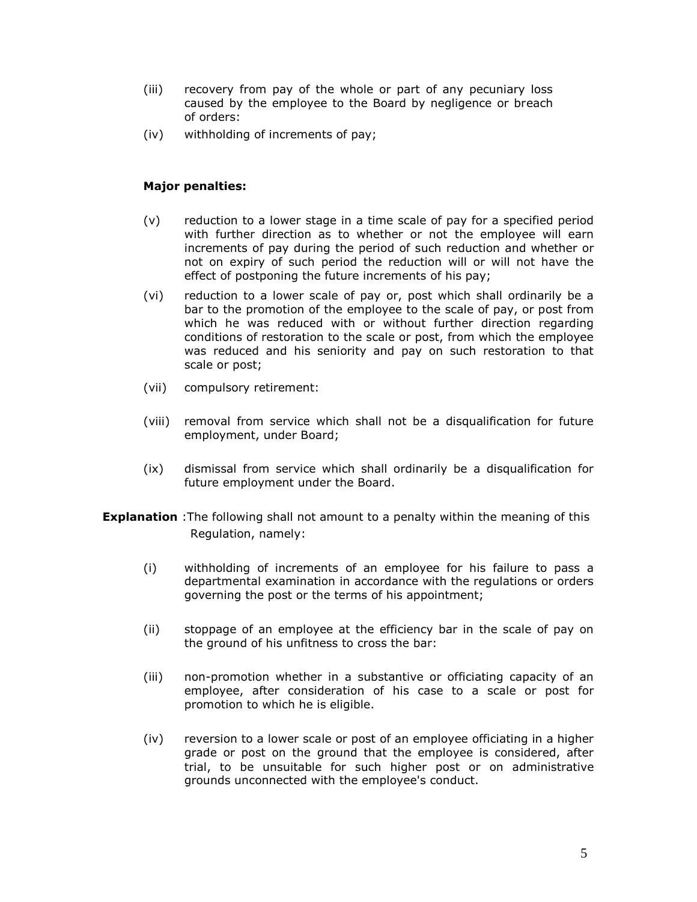(iii) recovery from pay of the whole or part of any pecuniary loss caused by the employee to the Board by negligence or breach of orders:

(iv) withholding of increments of pay;

**Major penalties:**

(v) reduction to a lower stage in a time scale of pay for a specified period with further direction as to whether or not the employee will earn increments of pay during the period of such reduction and whether or not on expiry of such period the reduction will or will not have the effect of postponing the future increments of his pay;

(vi) reduction to a lower scale of pay or, post which shall ordinarily be a bar to the promotion of the employee to the scale of pay, or post from which he was reduced with or without further direction regarding conditions of restoration to the scale or post, from which the employee was reduced and his seniority and pay on such restoration to that scale or post;

(vii) compulsory retirement:

(viii) removal from service which shall not be a disqualification for future employment, under Board;

(ix) dismissal from service which shall ordinarily be a disqualification for future employment under the Board.

**Explanation** :The following shall not amount to a penalty within the meaning of this Regulation, namely:

(i) withholding of increments of an employee for his failure to pass a departmental examination in accordance with the regulations or orders governing the post or the terms of his appointment;

(ii) stoppage of an employee at the efficiency bar in the scale of pay on the ground of his unfitness to cross the bar:

(iii) non-promotion whether in a substantive or officiating capacity of an employee, after consideration of his case to a scale or post for promotion to which he is eligible.

(iv) reversion to a lower scale or post of an employee officiating in a higher grade or post on the ground that the employee is considered, after trial, to be unsuitable for such higher post or on administrative grounds unconnected with the employee's conduct.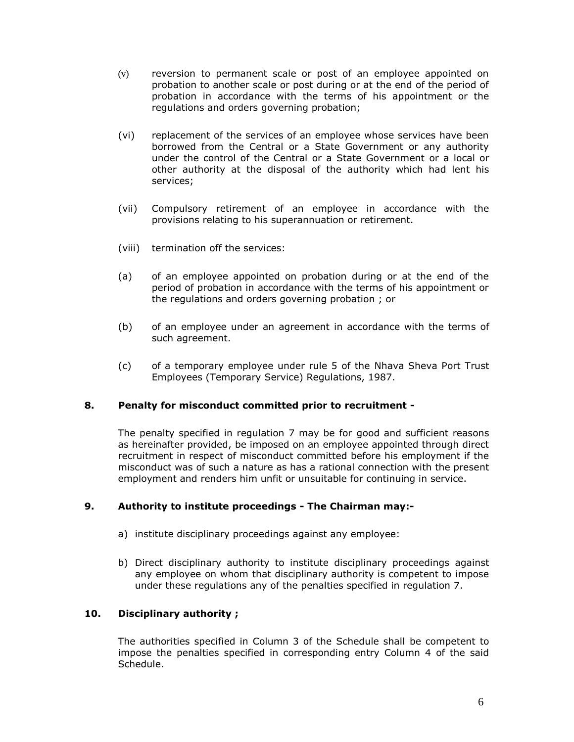(v) reversion to permanent scale or post of an employee appointed on probation to another scale or post during or at the end of the period of probation in accordance with the terms of his appointment or the regulations and orders governing probation;

(vi) replacement of the services of an employee whose services have been borrowed from the Central or a State Government or any authority under the control of the Central or a State Government or a local or other authority at the disposal of the authority which had lent his services;

(vii) Compulsory retirement of an employee in accordance with the provisions relating to his superannuation or retirement.

(viii) termination off the services:

(a) of an employee appointed on probation during or at the end of the period of probation in accordance with the terms of his appointment or the regulations and orders governing probation ; or

(b) of an employee under an agreement in accordance with the terms of such agreement.

(c) of a temporary employee under rule 5 of the Nhava Sheva Port Trust Employees (Temporary Service) Regulations, 1987.

**8. Penalty for misconduct committed prior to recruitment -**

The penalty specified in regulation 7 may be for good and sufficient reasons as hereinafter provided, be imposed on an employee appointed through direct recruitment in respect of misconduct committed before his employment if the misconduct was of such a nature as has a rational connection with the present employment and renders him unfit or unsuitable for continuing in service.

**9. Authority to institute proceedings - The Chairman may:-**

a) institute disciplinary proceedings against any employee:

b) Direct disciplinary authority to institute disciplinary proceedings against any employee on whom that disciplinary authority is competent to impose under these regulations any of the penalties specified in regulation 7.

**10. Disciplinary authority ;**

The authorities specified in Column 3 of the Schedule shall be competent to impose the penalties specified in corresponding entry Column 4 of the said Schedule.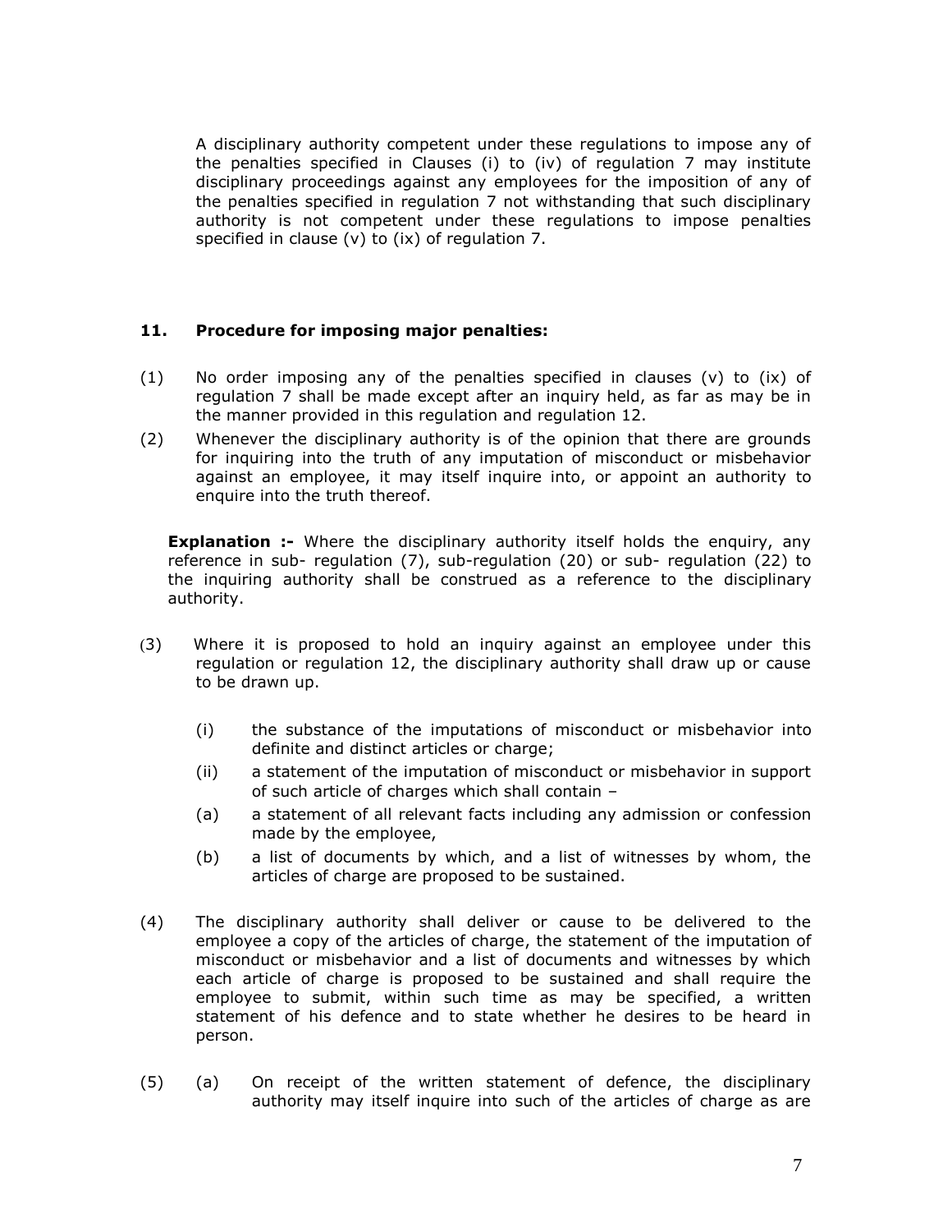A disciplinary authority competent under these regulations to impose any of the penalties specified in Clauses (i) to (iv) of regulation 7 may institute disciplinary proceedings against any employees for the imposition of any of the penalties specified in regulation 7 not withstanding that such disciplinary authority is not competent under these regulations to impose penalties specified in clause (v) to (ix) of regulation 7.

### 11. Procedure for imposing major penalties:

(1) No order imposing any of the penalties specified in clauses (v) to (ix) of regulation 7 shall be made except after an inquiry held, as far as may be in the manner provided in this regulation and regulation 12.

(2) Whenever the disciplinary authority is of the opinion that there are grounds for inquiring into the truth of any imputation of misconduct or misbehavior against an employee, it may itself inquire into, or appoint an authority to enquire into the truth thereof.

**Explanation :-** Where the disciplinary authority itself holds the enquiry, any reference in sub- regulation (7), sub-regulation (20) or sub- regulation (22) to the inquiring authority shall be construed as a reference to the disciplinary authority.

(3) Where it is proposed to hold an inquiry against an employee under this regulation or regulation 12, the disciplinary authority shall draw up or cause to be drawn up.

(i) the substance of the imputations of misconduct or misbehavior into definite and distinct articles or charge;

(ii) a statement of the imputation of misconduct or misbehavior in support of such article of charges which shall contain –

(a) a statement of all relevant facts including any admission or confession made by the employee,

(b) a list of documents by which, and a list of witnesses by whom, the articles of charge are proposed to be sustained.

(4) The disciplinary authority shall deliver or cause to be delivered to the employee a copy of the articles of charge, the statement of the imputation of misconduct or misbehavior and a list of documents and witnesses by which each article of charge is proposed to be sustained and shall require the employee to submit, within such time as may be specified, a written statement of his defence and to state whether he desires to be heard in person.

(5) (a) On receipt of the written statement of defence, the disciplinary authority may itself inquire into such of the articles of charge as are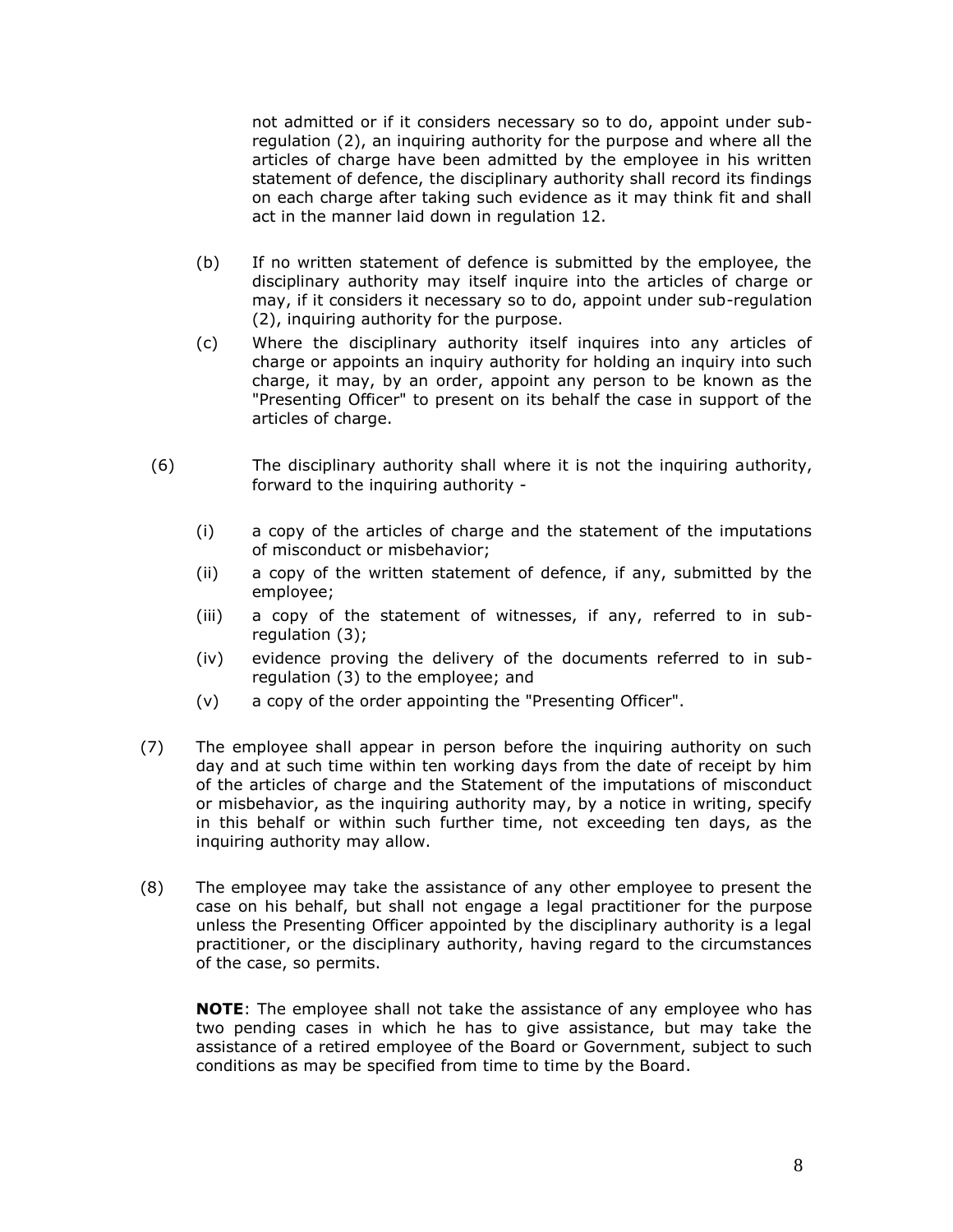not admitted or if it considers necessary so to do, appoint under sub-regulation (2), an inquiring authority for the purpose and where all the articles of charge have been admitted by the employee in his written statement of defence, the disciplinary authority shall record its findings on each charge after taking such evidence as it may think fit and shall act in the manner laid down in regulation 12.

(b) If no written statement of defence is submitted by the employee, the disciplinary authority may itself inquire into the articles of charge or may, if it considers it necessary so to do, appoint under sub-regulation (2), inquiring authority for the purpose.

(c) Where the disciplinary authority itself inquires into any articles of charge or appoints an inquiry authority for holding an inquiry into such charge, it may, by an order, appoint any person to be known as the "Presenting Officer" to present on its behalf the case in support of the articles of charge.

(6) The disciplinary authority shall where it is not the inquiring authority, forward to the inquiring authority -

(i) a copy of the articles of charge and the statement of the imputations of misconduct or misbehavior;

(ii) a copy of the written statement of defence, if any, submitted by the employee;

(iii) a copy of the statement of witnesses, if any, referred to in sub-regulation (3);

(iv) evidence proving the delivery of the documents referred to in sub-regulation (3) to the employee; and

(v) a copy of the order appointing the "Presenting Officer".

(7) The employee shall appear in person before the inquiring authority on such day and at such time within ten working days from the date of receipt by him of the articles of charge and the Statement of the imputations of misconduct or misbehavior, as the inquiring authority may, by a notice in writing, specify in this behalf or within such further time, not exceeding ten days, as the inquiring authority may allow.

(8) The employee may take the assistance of any other employee to present the case on his behalf, but shall not engage a legal practitioner for the purpose unless the Presenting Officer appointed by the disciplinary authority is a legal practitioner, or the disciplinary authority, having regard to the circumstances of the case, so permits.

**NOTE**: The employee shall not take the assistance of any employee who has two pending cases in which he has to give assistance, but may take the assistance of a retired employee of the Board or Government, subject to such conditions as may be specified from time to time by the Board.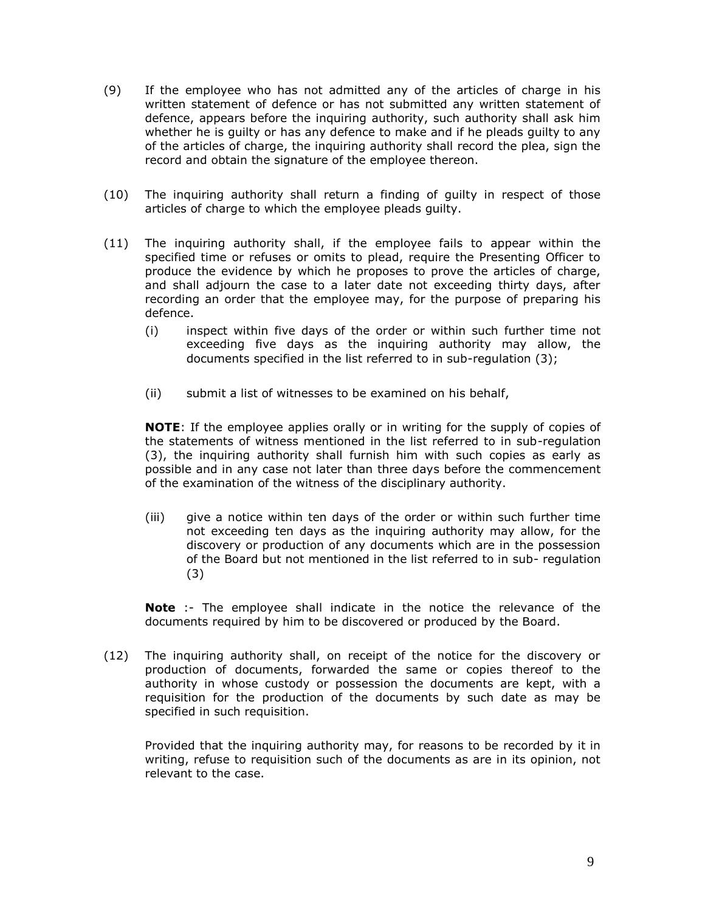(9) If the employee who has not admitted any of the articles of charge in his written statement of defence or has not submitted any written statement of defence, appears before the inquiring authority, such authority shall ask him whether he is guilty or has any defence to make and if he pleads guilty to any of the articles of charge, the inquiring authority shall record the plea, sign the record and obtain the signature of the employee thereon.

(10) The inquiring authority shall return a finding of guilty in respect of those articles of charge to which the employee pleads guilty.

(11) The inquiring authority shall, if the employee fails to appear within the specified time or refuses or omits to plead, require the Presenting Officer to produce the evidence by which he proposes to prove the articles of charge, and shall adjourn the case to a later date not exceeding thirty days, after recording an order that the employee may, for the purpose of preparing his defence.

(i) inspect within five days of the order or within such further time not exceeding five days as the inquiring authority may allow, the documents specified in the list referred to in sub-regulation (3);

(ii) submit a list of witnesses to be examined on his behalf,

**NOTE**: If the employee applies orally or in writing for the supply of copies of the statements of witness mentioned in the list referred to in sub-regulation (3), the inquiring authority shall furnish him with such copies as early as possible and in any case not later than three days before the commencement of the examination of the witness of the disciplinary authority.

(iii) give a notice within ten days of the order or within such further time not exceeding ten days as the inquiring authority may allow, for the discovery or production of any documents which are in the possession of the Board but not mentioned in the list referred to in sub- regulation (3)

**Note** :- The employee shall indicate in the notice the relevance of the documents required by him to be discovered or produced by the Board.

(12) The inquiring authority shall, on receipt of the notice for the discovery or production of documents, forwarded the same or copies thereof to the authority in whose custody or possession the documents are kept, with a requisition for the production of the documents by such date as may be specified in such requisition.

Provided that the inquiring authority may, for reasons to be recorded by it in writing, refuse to requisition such of the documents as are in its opinion, not relevant to the case.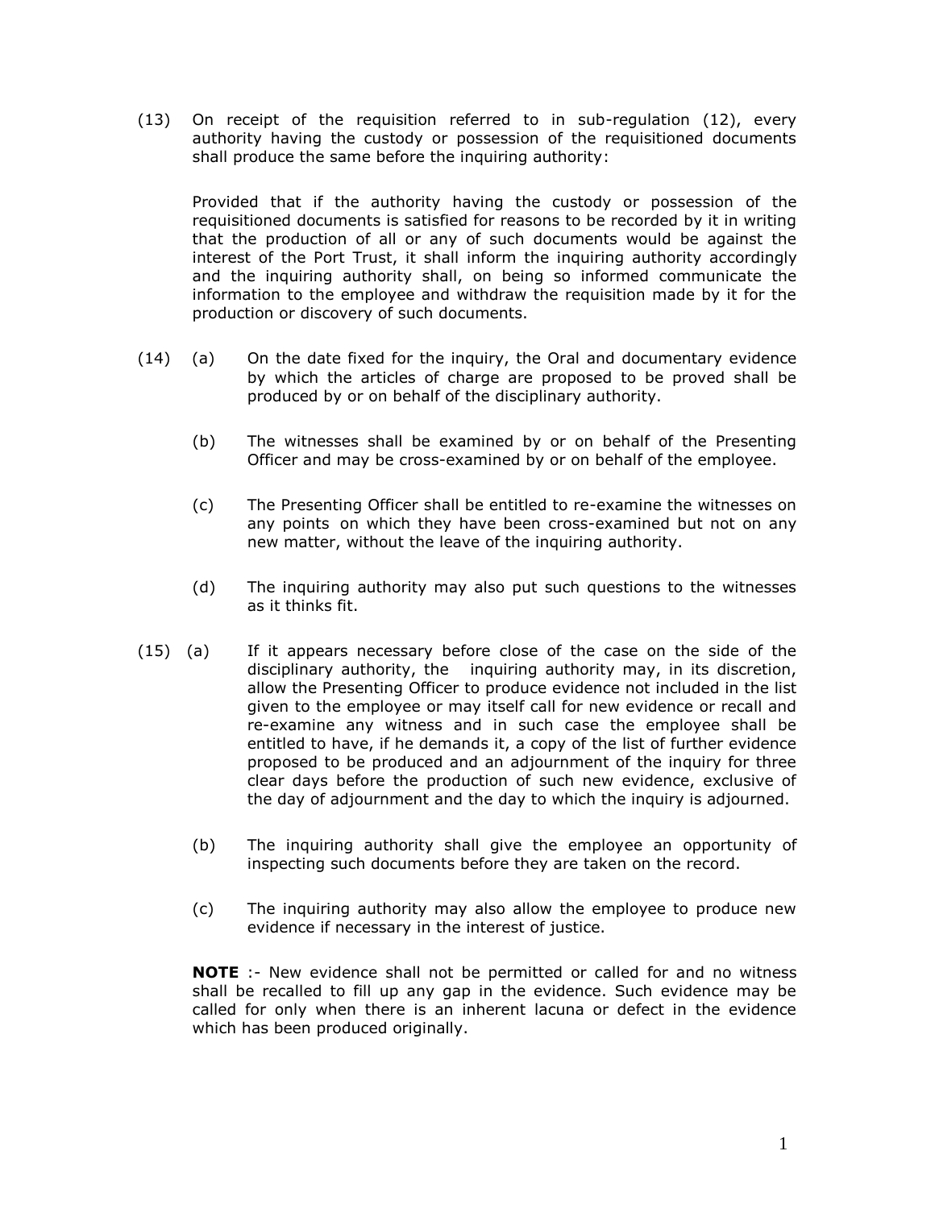(13) On receipt of the requisition referred to in sub-regulation (12), every authority having the custody or possession of the requisitioned documents shall produce the same before the inquiring authority:

Provided that if the authority having the custody or possession of the requisitioned documents is satisfied for reasons to be recorded by it in writing that the production of all or any of such documents would be against the interest of the Port Trust, it shall inform the inquiring authority accordingly and the inquiring authority shall, on being so informed communicate the information to the employee and withdraw the requisition made by it for the production or discovery of such documents.

(14) (a) On the date fixed for the inquiry, the Oral and documentary evidence by which the articles of charge are proposed to be proved shall be produced by or on behalf of the disciplinary authority.

(b) The witnesses shall be examined by or on behalf of the Presenting Officer and may be cross-examined by or on behalf of the employee.

(c) The Presenting Officer shall be entitled to re-examine the witnesses on any points on which they have been cross-examined but not on any new matter, without the leave of the inquiring authority.

(d) The inquiring authority may also put such questions to the witnesses as it thinks fit.

(15) (a) If it appears necessary before close of the case on the side of the disciplinary authority, the inquiring authority may, in its discretion, allow the Presenting Officer to produce evidence not included in the list given to the employee or may itself call for new evidence or recall and re-examine any witness and in such case the employee shall be entitled to have, if he demands it, a copy of the list of further evidence proposed to be produced and an adjournment of the inquiry for three clear days before the production of such new evidence, exclusive of the day of adjournment and the day to which the inquiry is adjourned.

(b) The inquiring authority shall give the employee an opportunity of inspecting such documents before they are taken on the record.

(c) The inquiring authority may also allow the employee to produce new evidence if necessary in the interest of justice.

**NOTE** :- New evidence shall not be permitted or called for and no witness shall be recalled to fill up any gap in the evidence. Such evidence may be called for only when there is an inherent lacuna or defect in the evidence which has been produced originally.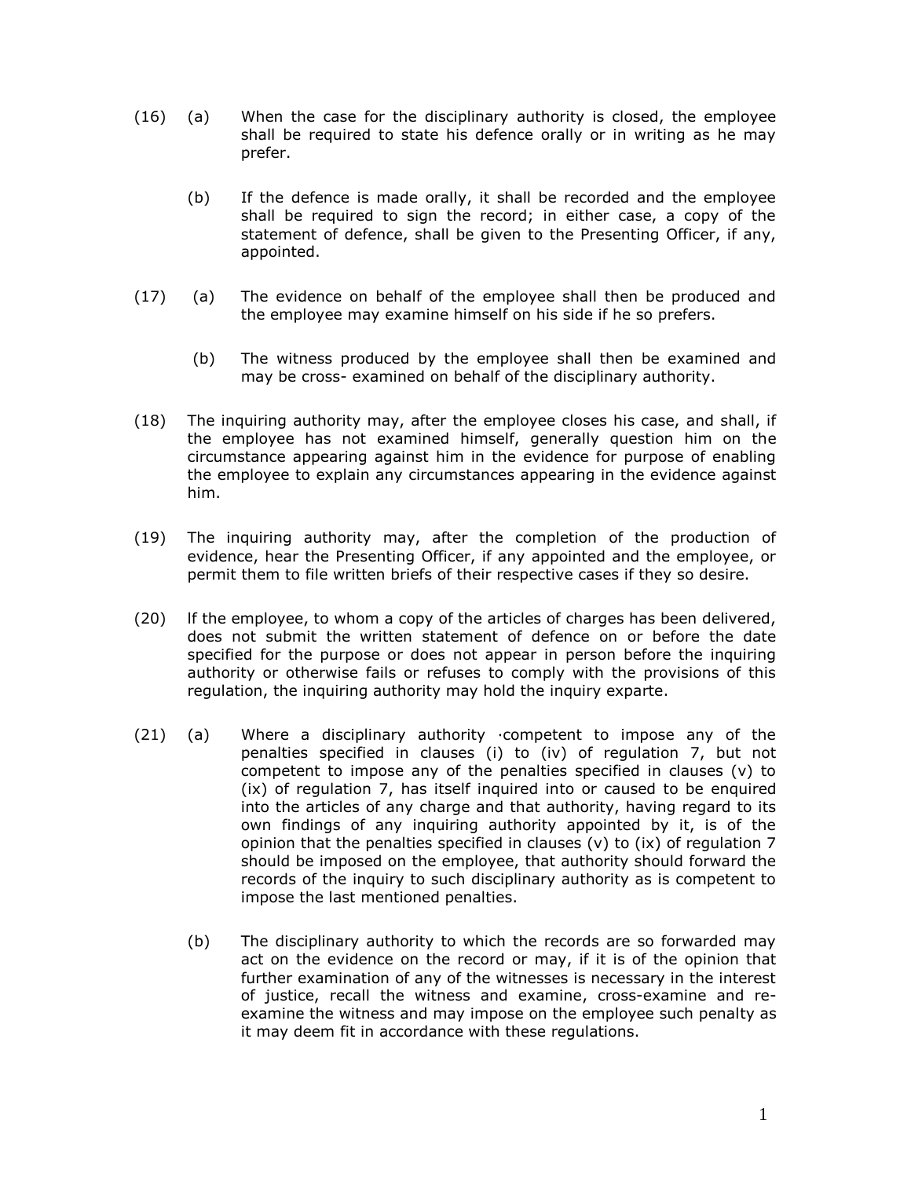(16) (a) When the case for the disciplinary authority is closed, the employee shall be required to state his defence orally or in writing as he may prefer.

(b) If the defence is made orally, it shall be recorded and the employee shall be required to sign the record; in either case, a copy of the statement of defence, shall be given to the Presenting Officer, if any, appointed.

(17) (a) The evidence on behalf of the employee shall then be produced and the employee may examine himself on his side if he so prefers.

(b) The witness produced by the employee shall then be examined and may be cross- examined on behalf of the disciplinary authority.

(18) The inquiring authority may, after the employee closes his case, and shall, if the employee has not examined himself, generally question him on the circumstance appearing against him in the evidence for purpose of enabling the employee to explain any circumstances appearing in the evidence against him.

(19) The inquiring authority may, after the completion of the production of evidence, hear the Presenting Officer, if any appointed and the employee, or permit them to file written briefs of their respective cases if they so desire.

(20) lf the employee, to whom a copy of the articles of charges has been delivered, does not submit the written statement of defence on or before the date specified for the purpose or does not appear in person before the inquiring authority or otherwise fails or refuses to comply with the provisions of this regulation, the inquiring authority may hold the inquiry exparte.

(21) (a) Where a disciplinary authority ·competent to impose any of the penalties specified in clauses (i) to (iv) of regulation 7, but not competent to impose any of the penalties specified in clauses (v) to (ix) of regulation 7, has itself inquired into or caused to be enquired into the articles of any charge and that authority, having regard to its own findings of any inquiring authority appointed by it, is of the opinion that the penalties specified in clauses (v) to (ix) of regulation 7 should be imposed on the employee, that authority should forward the records of the inquiry to such disciplinary authority as is competent to impose the last mentioned penalties.

(b) The disciplinary authority to which the records are so forwarded may act on the evidence on the record or may, if it is of the opinion that further examination of any of the witnesses is necessary in the interest of justice, recall the witness and examine, cross-examine and re-examine the witness and may impose on the employee such penalty as it may deem fit in accordance with these regulations.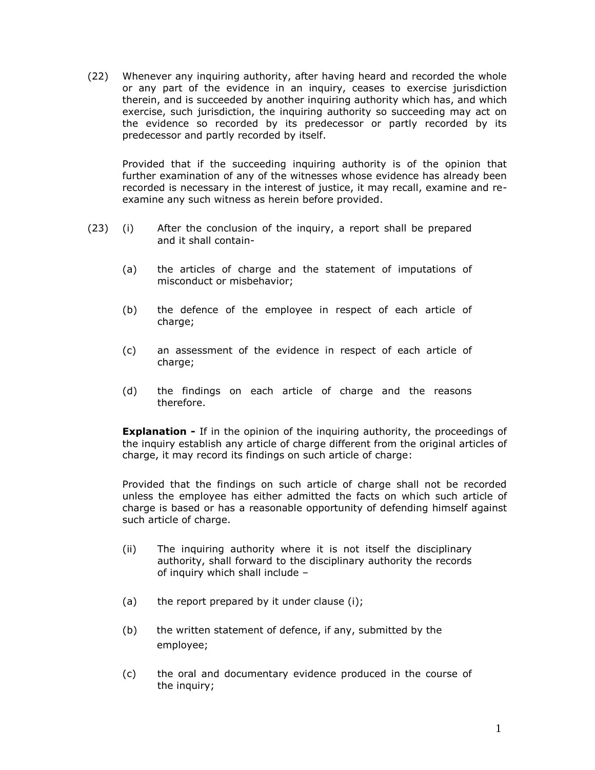(22) Whenever any inquiring authority, after having heard and recorded the whole or any part of the evidence in an inquiry, ceases to exercise jurisdiction therein, and is succeeded by another inquiring authority which has, and which exercise, such jurisdiction, the inquiring authority so succeeding may act on the evidence so recorded by its predecessor or partly recorded by its predecessor and partly recorded by itself.

Provided that if the succeeding inquiring authority is of the opinion that further examination of any of the witnesses whose evidence has already been recorded is necessary in the interest of justice, it may recall, examine and re-examine any such witness as herein before provided.

(23) (i) After the conclusion of the inquiry, a report shall be prepared and it shall contain-

(a) the articles of charge and the statement of imputations of misconduct or misbehavior;

(b) the defence of the employee in respect of each article of charge;

(c) an assessment of the evidence in respect of each article of charge;

(d) the findings on each article of charge and the reasons therefore.

**Explanation -** If in the opinion of the inquiring authority, the proceedings of the inquiry establish any article of charge different from the original articles of charge, it may record its findings on such article of charge:

Provided that the findings on such article of charge shall not be recorded unless the employee has either admitted the facts on which such article of charge is based or has a reasonable opportunity of defending himself against such article of charge.

(ii) The inquiring authority where it is not itself the disciplinary authority, shall forward to the disciplinary authority the records of inquiry which shall include –

(a) the report prepared by it under clause (i);

(b) the written statement of defence, if any, submitted by the employee;

(c) the oral and documentary evidence produced in the course of the inquiry;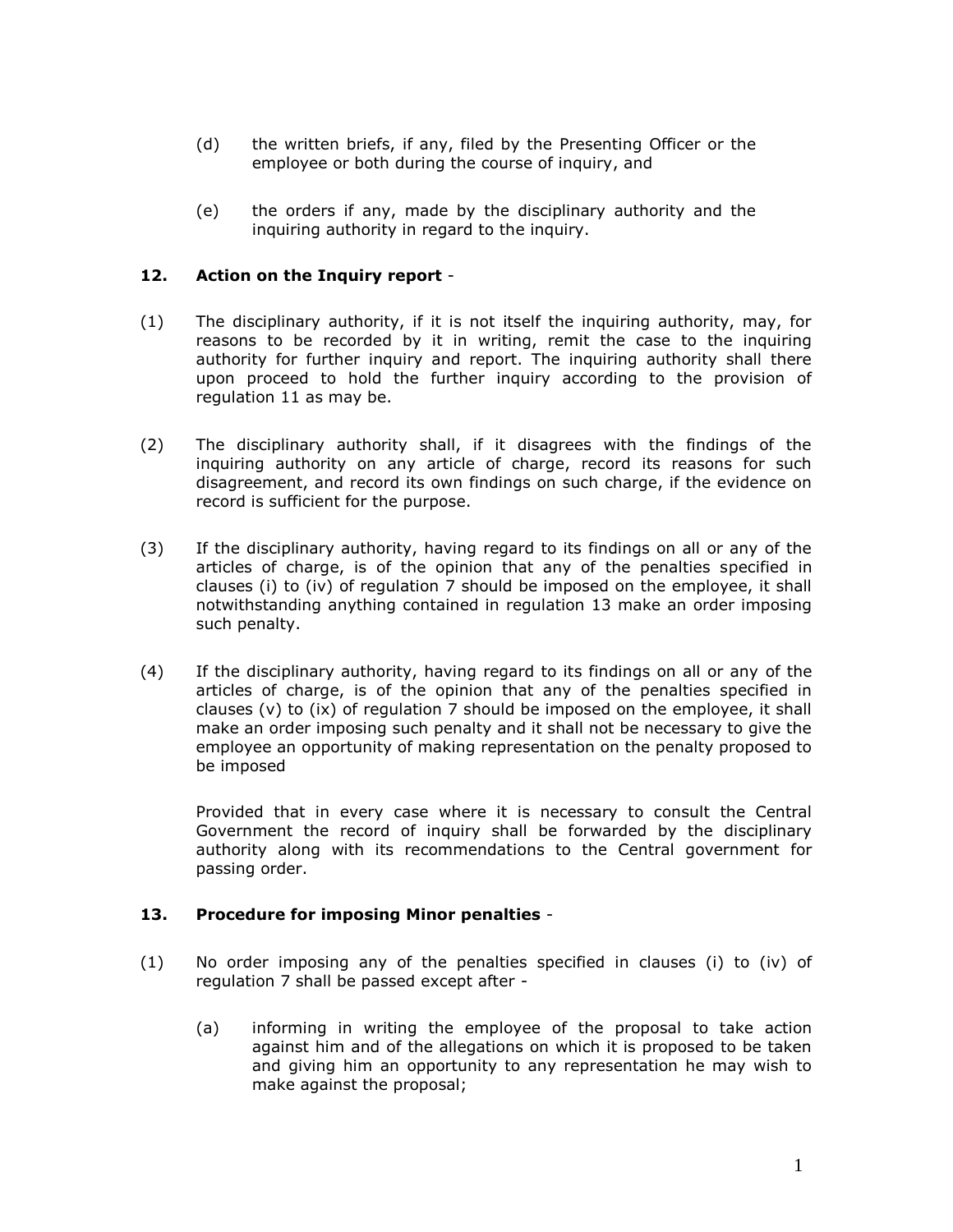(d) the written briefs, if any, filed by the Presenting Officer or the employee or both during the course of inquiry, and

(e) the orders if any, made by the disciplinary authority and the inquiring authority in regard to the inquiry.

**12. Action on the Inquiry report** -

(1) The disciplinary authority, if it is not itself the inquiring authority, may, for reasons to be recorded by it in writing, remit the case to the inquiring authority for further inquiry and report. The inquiring authority shall there upon proceed to hold the further inquiry according to the provision of regulation 11 as may be.

(2) The disciplinary authority shall, if it disagrees with the findings of the inquiring authority on any article of charge, record its reasons for such disagreement, and record its own findings on such charge, if the evidence on record is sufficient for the purpose.

(3) If the disciplinary authority, having regard to its findings on all or any of the articles of charge, is of the opinion that any of the penalties specified in clauses (i) to (iv) of regulation 7 should be imposed on the employee, it shall notwithstanding anything contained in regulation 13 make an order imposing such penalty.

(4) If the disciplinary authority, having regard to its findings on all or any of the articles of charge, is of the opinion that any of the penalties specified in clauses (v) to (ix) of regulation 7 should be imposed on the employee, it shall make an order imposing such penalty and it shall not be necessary to give the employee an opportunity of making representation on the penalty proposed to be imposed

Provided that in every case where it is necessary to consult the Central Government the record of inquiry shall be forwarded by the disciplinary authority along with its recommendations to the Central government for passing order.

**13. Procedure for imposing Minor penalties** -

(1) No order imposing any of the penalties specified in clauses (i) to (iv) of regulation 7 shall be passed except after -

(a) informing in writing the employee of the proposal to take action against him and of the allegations on which it is proposed to be taken and giving him an opportunity to any representation he may wish to make against the proposal;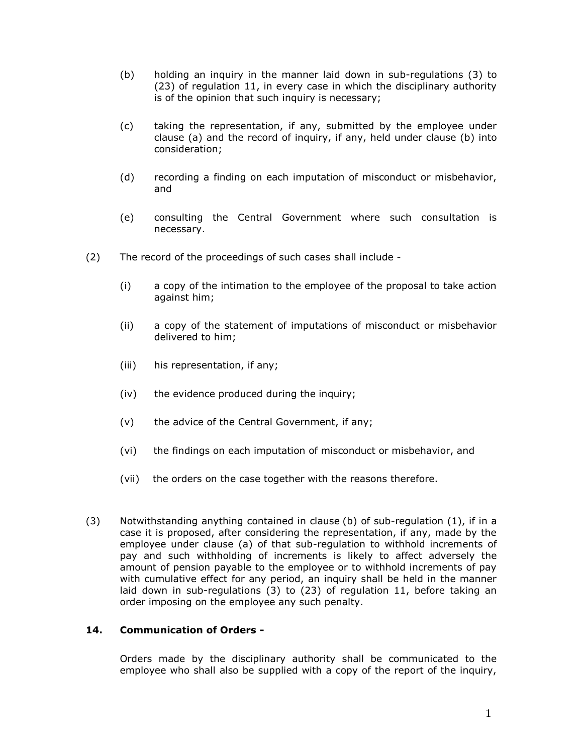(b) holding an inquiry in the manner laid down in sub-regulations (3) to (23) of regulation 11, in every case in which the disciplinary authority is of the opinion that such inquiry is necessary;

(c) taking the representation, if any, submitted by the employee under clause (a) and the record of inquiry, if any, held under clause (b) into consideration;

(d) recording a finding on each imputation of misconduct or misbehavior, and

(e) consulting the Central Government where such consultation is necessary.

(2) The record of the proceedings of such cases shall include -

(i) a copy of the intimation to the employee of the proposal to take action against him;

(ii) a copy of the statement of imputations of misconduct or misbehavior delivered to him;

(iii) his representation, if any;

(iv) the evidence produced during the inquiry;

(v) the advice of the Central Government, if any;

(vi) the findings on each imputation of misconduct or misbehavior, and

(vii) the orders on the case together with the reasons therefore.

(3) Notwithstanding anything contained in clause (b) of sub-regulation (1), if in a case it is proposed, after considering the representation, if any, made by the employee under clause (a) of that sub-regulation to withhold increments of pay and such withholding of increments is likely to affect adversely the amount of pension payable to the employee or to withhold increments of pay with cumulative effect for any period, an inquiry shall be held in the manner laid down in sub-regulations (3) to (23) of regulation 11, before taking an order imposing on the employee any such penalty.

**14. Communication of Orders -**

Orders made by the disciplinary authority shall be communicated to the employee who shall also be supplied with a copy of the report of the inquiry,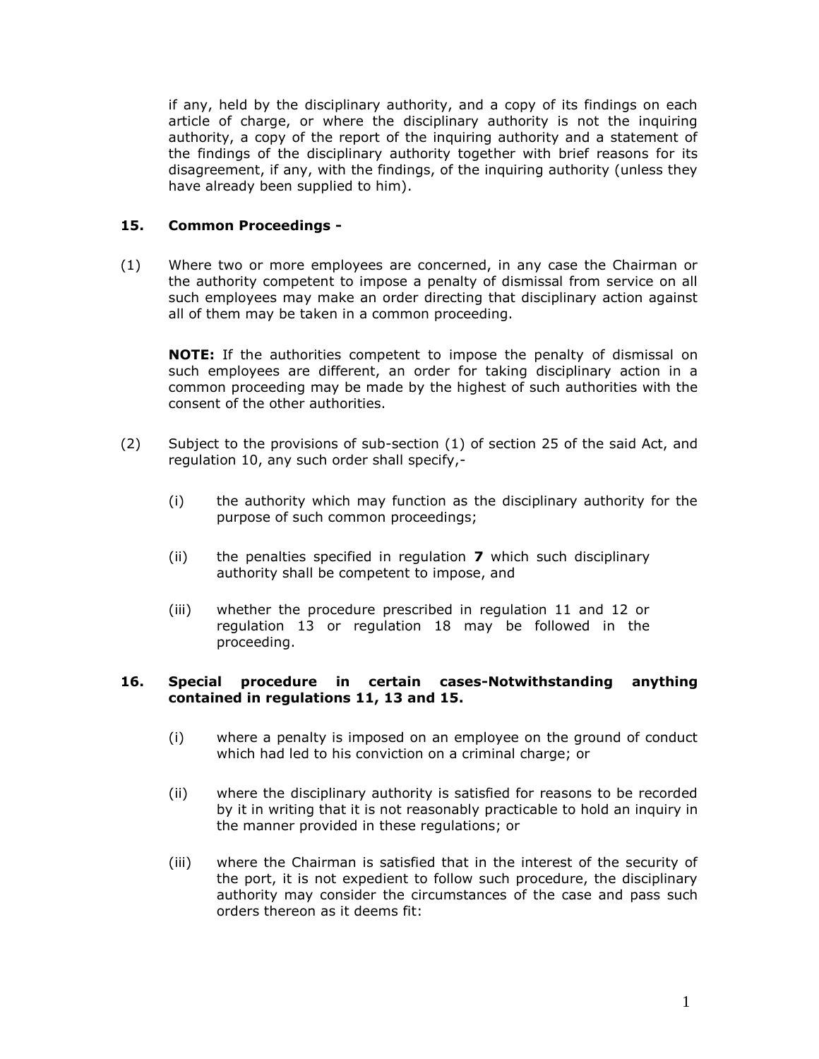if any, held by the disciplinary authority, and a copy of its findings on each article of charge, or where the disciplinary authority is not the inquiring authority, a copy of the report of the inquiring authority and a statement of the findings of the disciplinary authority together with brief reasons for its disagreement, if any, with the findings, of the inquiring authority (unless they have already been supplied to him).

**15. Common Proceedings -**

(1) Where two or more employees are concerned, in any case the Chairman or the authority competent to impose a penalty of dismissal from service on all such employees may make an order directing that disciplinary action against all of them may be taken in a common proceeding.

**NOTE:** If the authorities competent to impose the penalty of dismissal on such employees are different, an order for taking disciplinary action in a common proceeding may be made by the highest of such authorities with the consent of the other authorities.

(2) Subject to the provisions of sub-section (1) of section 25 of the said Act, and regulation 10, any such order shall specify,-

(i) the authority which may function as the disciplinary authority for the purpose of such common proceedings;

(ii) the penalties specified in regulation **7** which such disciplinary authority shall be competent to impose, and

(iii) whether the procedure prescribed in regulation 11 and 12 or regulation 13 or regulation 18 may be followed in the proceeding.

**16. Special procedure in certain cases-Notwithstanding anything contained in regulations 11, 13 and 15.**

(i) where a penalty is imposed on an employee on the ground of conduct which had led to his conviction on a criminal charge; or

(ii) where the disciplinary authority is satisfied for reasons to be recorded by it in writing that it is not reasonably practicable to hold an inquiry in the manner provided in these regulations; or

(iii) where the Chairman is satisfied that in the interest of the security of the port, it is not expedient to follow such procedure, the disciplinary authority may consider the circumstances of the case and pass such orders thereon as it deems fit: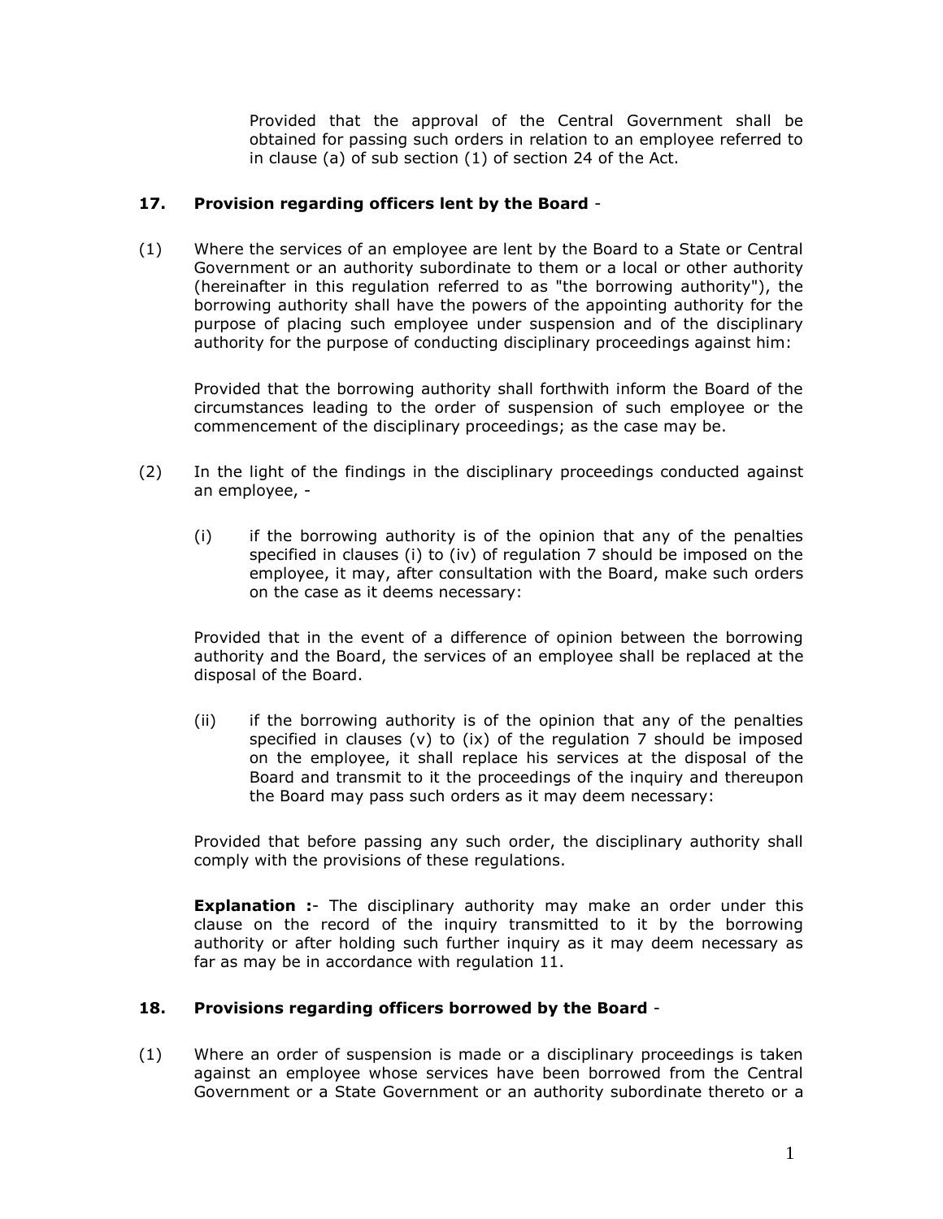Provided that the approval of the Central Government shall be obtained for passing such orders in relation to an employee referred to in clause (a) of sub section (1) of section 24 of the Act.

**17. Provision regarding officers lent by the Board** -

(1) Where the services of an employee are lent by the Board to a State or Central Government or an authority subordinate to them or a local or other authority (hereinafter in this regulation referred to as "the borrowing authority"), the borrowing authority shall have the powers of the appointing authority for the purpose of placing such employee under suspension and of the disciplinary authority for the purpose of conducting disciplinary proceedings against him:

Provided that the borrowing authority shall forthwith inform the Board of the circumstances leading to the order of suspension of such employee or the commencement of the disciplinary proceedings; as the case may be.

(2) In the light of the findings in the disciplinary proceedings conducted against an employee, -

(i) if the borrowing authority is of the opinion that any of the penalties specified in clauses (i) to (iv) of regulation 7 should be imposed on the employee, it may, after consultation with the Board, make such orders on the case as it deems necessary:

Provided that in the event of a difference of opinion between the borrowing authority and the Board, the services of an employee shall be replaced at the disposal of the Board.

(ii) if the borrowing authority is of the opinion that any of the penalties specified in clauses (v) to (ix) of the regulation 7 should be imposed on the employee, it shall replace his services at the disposal of the Board and transmit to it the proceedings of the inquiry and thereupon the Board may pass such orders as it may deem necessary:

Provided that before passing any such order, the disciplinary authority shall comply with the provisions of these regulations.

**Explanation :**- The disciplinary authority may make an order under this clause on the record of the inquiry transmitted to it by the borrowing authority or after holding such further inquiry as it may deem necessary as far as may be in accordance with regulation 11.

**18. Provisions regarding officers borrowed by the Board** -

(1) Where an order of suspension is made or a disciplinary proceedings is taken against an employee whose services have been borrowed from the Central Government or a State Government or an authority subordinate thereto or a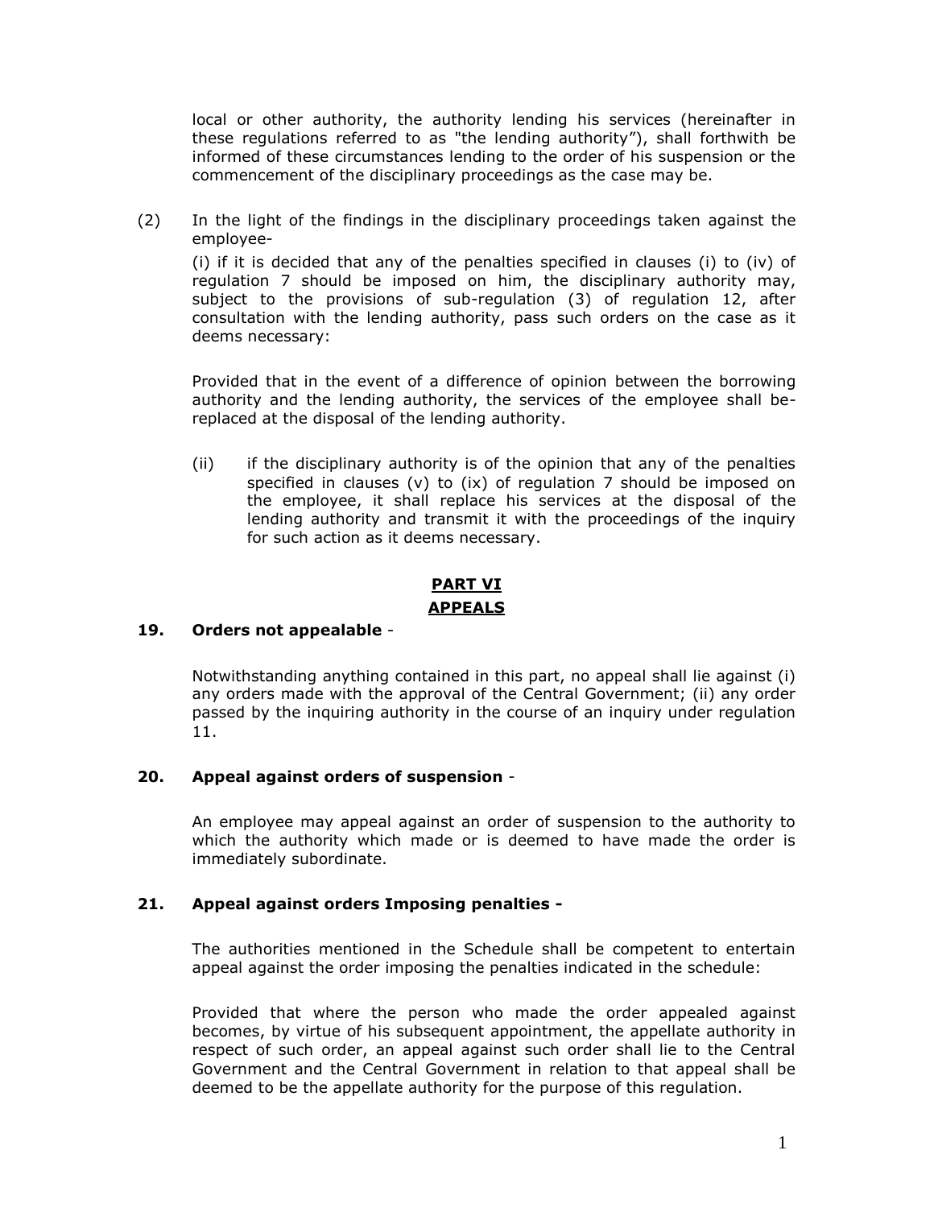local or other authority, the authority lending his services (hereinafter in these regulations referred to as "the lending authority"), shall forthwith be informed of these circumstances lending to the order of his suspension or the commencement of the disciplinary proceedings as the case may be.

(2) In the light of the findings in the disciplinary proceedings taken against the employee-

(i) if it is decided that any of the penalties specified in clauses (i) to (iv) of regulation 7 should be imposed on him, the disciplinary authority may, subject to the provisions of sub-regulation (3) of regulation 12, after consultation with the lending authority, pass such orders on the case as it deems necessary:

Provided that in the event of a difference of opinion between the borrowing authority and the lending authority, the services of the employee shall be-replaced at the disposal of the lending authority.

(ii) if the disciplinary authority is of the opinion that any of the penalties specified in clauses (v) to (ix) of regulation 7 should be imposed on the employee, it shall replace his services at the disposal of the lending authority and transmit it with the proceedings of the inquiry for such action as it deems necessary.

## PART VI
## APPEALS

**19. Orders not appealable** -

Notwithstanding anything contained in this part, no appeal shall lie against (i) any orders made with the approval of the Central Government; (ii) any order passed by the inquiring authority in the course of an inquiry under regulation 11.

**20. Appeal against orders of suspension** -

An employee may appeal against an order of suspension to the authority to which the authority which made or is deemed to have made the order is immediately subordinate.

**21. Appeal against orders Imposing penalties -**

The authorities mentioned in the Schedule shall be competent to entertain appeal against the order imposing the penalties indicated in the schedule:

Provided that where the person who made the order appealed against becomes, by virtue of his subsequent appointment, the appellate authority in respect of such order, an appeal against such order shall lie to the Central Government and the Central Government in relation to that appeal shall be deemed to be the appellate authority for the purpose of this regulation.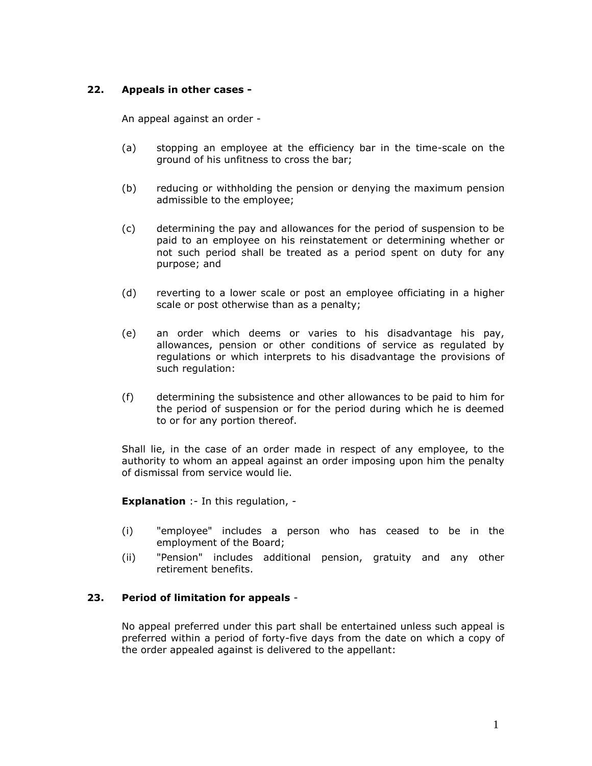**22. Appeals in other cases -**

An appeal against an order -

(a) stopping an employee at the efficiency bar in the time-scale on the ground of his unfitness to cross the bar;

(b) reducing or withholding the pension or denying the maximum pension admissible to the employee;

(c) determining the pay and allowances for the period of suspension to be paid to an employee on his reinstatement or determining whether or not such period shall be treated as a period spent on duty for any purpose; and

(d) reverting to a lower scale or post an employee officiating in a higher scale or post otherwise than as a penalty;

(e) an order which deems or varies to his disadvantage his pay, allowances, pension or other conditions of service as regulated by regulations or which interprets to his disadvantage the provisions of such regulation:

(f) determining the subsistence and other allowances to be paid to him for the period of suspension or for the period during which he is deemed to or for any portion thereof.

Shall lie, in the case of an order made in respect of any employee, to the authority to whom an appeal against an order imposing upon him the penalty of dismissal from service would lie.

**Explanation** :- In this regulation, -

(i) "employee" includes a person who has ceased to be in the employment of the Board;
(ii) "Pension" includes additional pension, gratuity and any other retirement benefits.

**23. Period of limitation for appeals** -

No appeal preferred under this part shall be entertained unless such appeal is preferred within a period of forty-five days from the date on which a copy of the order appealed against is delivered to the appellant: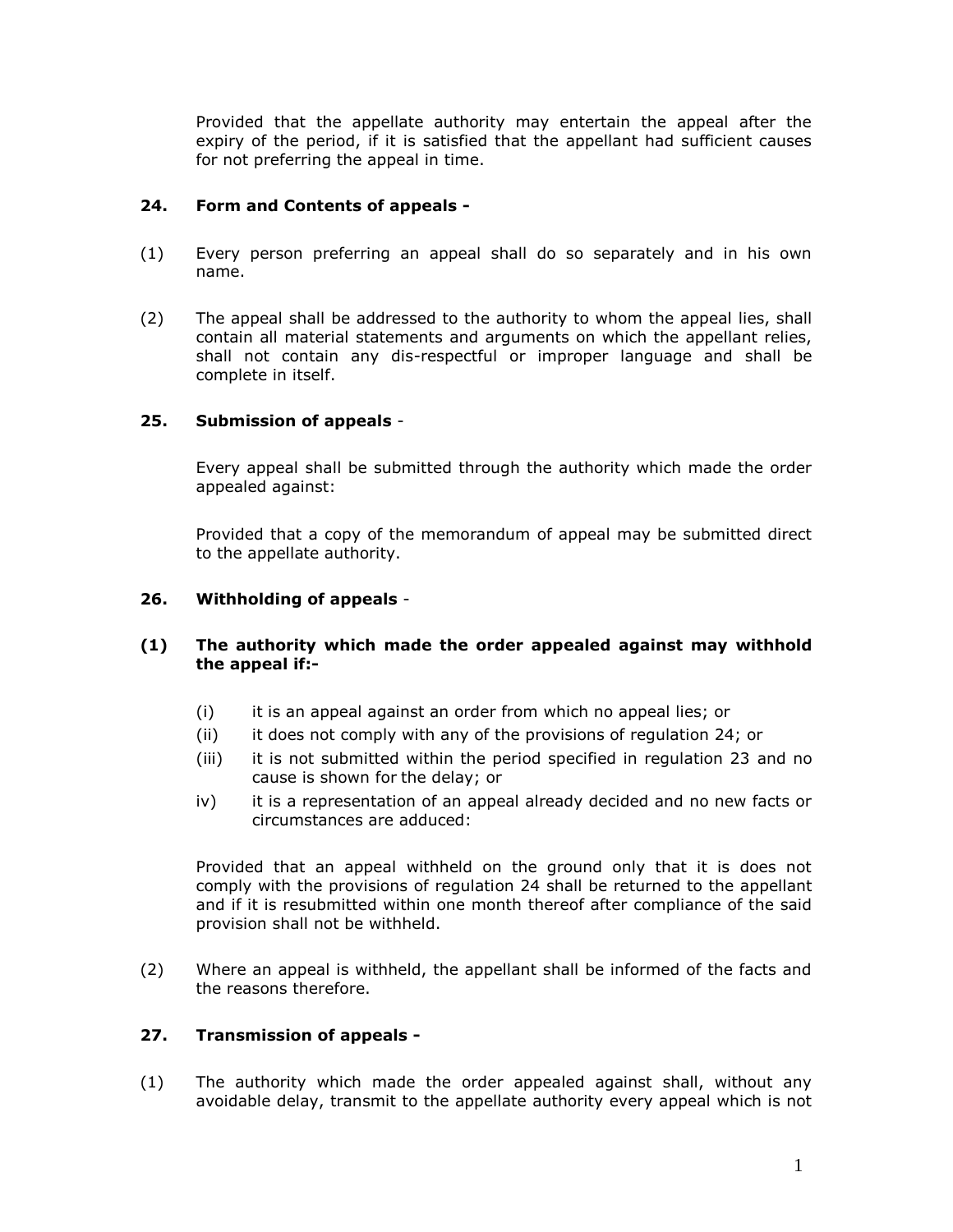Provided that the appellate authority may entertain the appeal after the expiry of the period, if it is satisfied that the appellant had sufficient causes for not preferring the appeal in time.

### 24. Form and Contents of appeals -

(1) Every person preferring an appeal shall do so separately and in his own name.

(2) The appeal shall be addressed to the authority to whom the appeal lies, shall contain all material statements and arguments on which the appellant relies, shall not contain any dis-respectful or improper language and shall be complete in itself.

### 25. Submission of appeals -

Every appeal shall be submitted through the authority which made the order appealed against:

Provided that a copy of the memorandum of appeal may be submitted direct to the appellate authority.

### 26. Withholding of appeals -

**(1) The authority which made the order appealed against may withhold the appeal if:-**

- (i) it is an appeal against an order from which no appeal lies; or
- (ii) it does not comply with any of the provisions of regulation 24; or
- (iii) it is not submitted within the period specified in regulation 23 and no cause is shown for the delay; or
- iv) it is a representation of an appeal already decided and no new facts or circumstances are adduced:

Provided that an appeal withheld on the ground only that it is does not comply with the provisions of regulation 24 shall be returned to the appellant and if it is resubmitted within one month thereof after compliance of the said provision shall not be withheld.

(2) Where an appeal is withheld, the appellant shall be informed of the facts and the reasons therefore.

### 27. Transmission of appeals -

(1) The authority which made the order appealed against shall, without any avoidable delay, transmit to the appellate authority every appeal which is not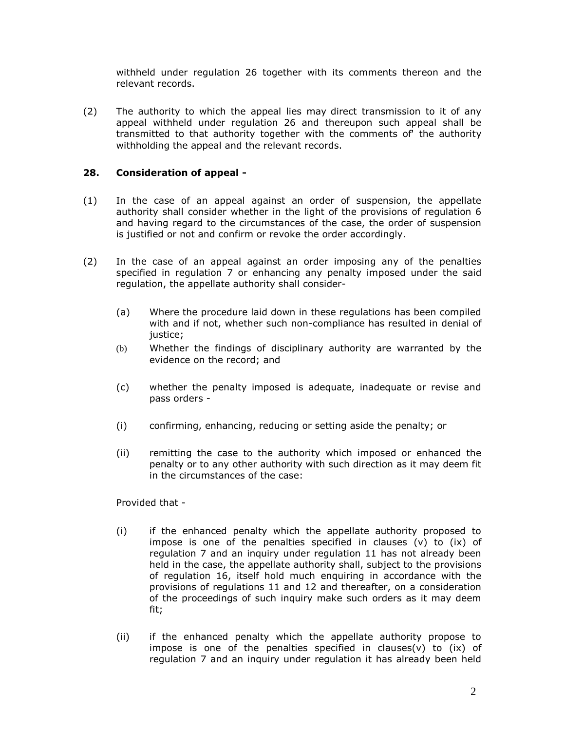withheld under regulation 26 together with its comments thereon and the relevant records.

(2) The authority to which the appeal lies may direct transmission to it of any appeal withheld under regulation 26 and thereupon such appeal shall be transmitted to that authority together with the comments of' the authority withholding the appeal and the relevant records.

**28. Consideration of appeal -**

(1) In the case of an appeal against an order of suspension, the appellate authority shall consider whether in the light of the provisions of regulation 6 and having regard to the circumstances of the case, the order of suspension is justified or not and confirm or revoke the order accordingly.

(2) In the case of an appeal against an order imposing any of the penalties specified in regulation 7 or enhancing any penalty imposed under the said regulation, the appellate authority shall consider-

(a) Where the procedure laid down in these regulations has been compiled with and if not, whether such non-compliance has resulted in denial of justice;

(b) Whether the findings of disciplinary authority are warranted by the evidence on the record; and

(c) whether the penalty imposed is adequate, inadequate or revise and pass orders -

(i) confirming, enhancing, reducing or setting aside the penalty; or

(ii) remitting the case to the authority which imposed or enhanced the penalty or to any other authority with such direction as it may deem fit in the circumstances of the case:

Provided that -

(i) if the enhanced penalty which the appellate authority proposed to impose is one of the penalties specified in clauses (v) to (ix) of regulation 7 and an inquiry under regulation 11 has not already been held in the case, the appellate authority shall, subject to the provisions of regulation 16, itself hold much enquiring in accordance with the provisions of regulations 11 and 12 and thereafter, on a consideration of the proceedings of such inquiry make such orders as it may deem fit;

(ii) if the enhanced penalty which the appellate authority propose to impose is one of the penalties specified in clauses(v) to (ix) of regulation 7 and an inquiry under regulation it has already been held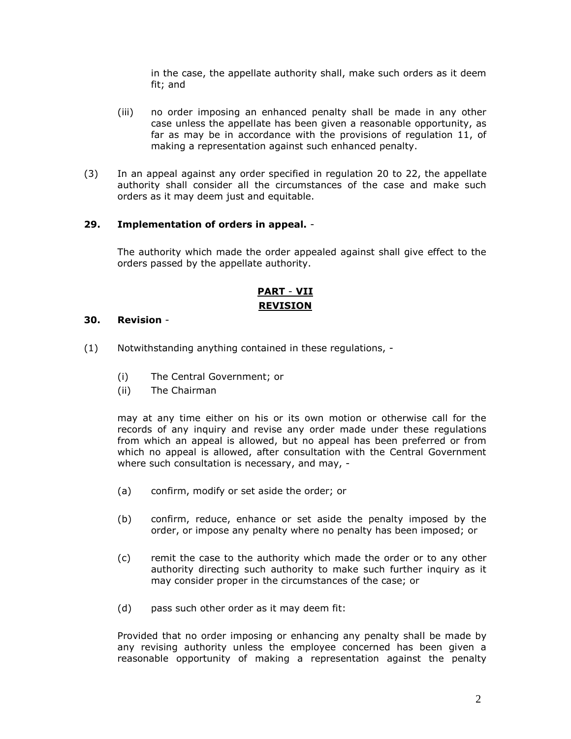in the case, the appellate authority shall, make such orders as it deem fit; and

(iii) no order imposing an enhanced penalty shall be made in any other case unless the appellate has been given a reasonable opportunity, as far as may be in accordance with the provisions of regulation 11, of making a representation against such enhanced penalty.

(3) In an appeal against any order specified in regulation 20 to 22, the appellate authority shall consider all the circumstances of the case and make such orders as it may deem just and equitable.

**29. Implementation of orders in appeal.** -

The authority which made the order appealed against shall give effect to the orders passed by the appellate authority.

## PART - VII
## REVISION

**30. Revision** -

(1) Notwithstanding anything contained in these regulations, -

(i) The Central Government; or
(ii) The Chairman

may at any time either on his or its own motion or otherwise call for the records of any inquiry and revise any order made under these regulations from which an appeal is allowed, but no appeal has been preferred or from which no appeal is allowed, after consultation with the Central Government where such consultation is necessary, and may, -

(a) confirm, modify or set aside the order; or

(b) confirm, reduce, enhance or set aside the penalty imposed by the order, or impose any penalty where no penalty has been imposed; or

(c) remit the case to the authority which made the order or to any other authority directing such authority to make such further inquiry as it may consider proper in the circumstances of the case; or

(d) pass such other order as it may deem fit:

Provided that no order imposing or enhancing any penalty shall be made by any revising authority unless the employee concerned has been given a reasonable opportunity of making a representation against the penalty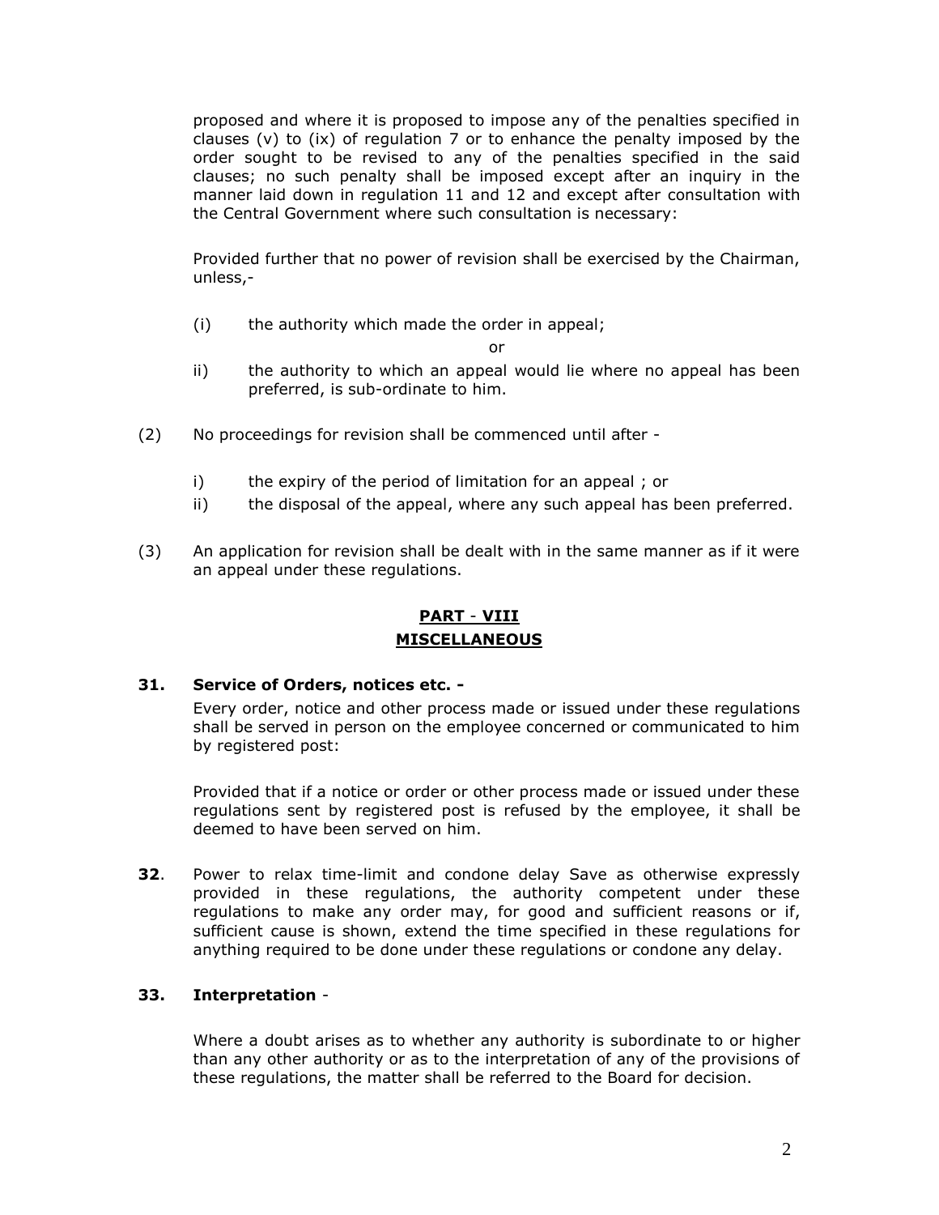proposed and where it is proposed to impose any of the penalties specified in clauses (v) to (ix) of regulation 7 or to enhance the penalty imposed by the order sought to be revised to any of the penalties specified in the said clauses; no such penalty shall be imposed except after an inquiry in the manner laid down in regulation 11 and 12 and except after consultation with the Central Government where such consultation is necessary:

Provided further that no power of revision shall be exercised by the Chairman, unless,-

(i) the authority which made the order in appeal;

or

ii) the authority to which an appeal would lie where no appeal has been preferred, is sub-ordinate to him.

(2) No proceedings for revision shall be commenced until after -

i) the expiry of the period of limitation for an appeal ; or
ii) the disposal of the appeal, where any such appeal has been preferred.

(3) An application for revision shall be dealt with in the same manner as if it were an appeal under these regulations.

## PART - VIII
## MISCELLANEOUS

**31. Service of Orders, notices etc. -**

Every order, notice and other process made or issued under these regulations shall be served in person on the employee concerned or communicated to him by registered post:

Provided that if a notice or order or other process made or issued under these regulations sent by registered post is refused by the employee, it shall be deemed to have been served on him.

**32**. Power to relax time-limit and condone delay Save as otherwise expressly provided in these regulations, the authority competent under these regulations to make any order may, for good and sufficient reasons or if, sufficient cause is shown, extend the time specified in these regulations for anything required to be done under these regulations or condone any delay.

**33. Interpretation** -

Where a doubt arises as to whether any authority is subordinate to or higher than any other authority or as to the interpretation of any of the provisions of these regulations, the matter shall be referred to the Board for decision.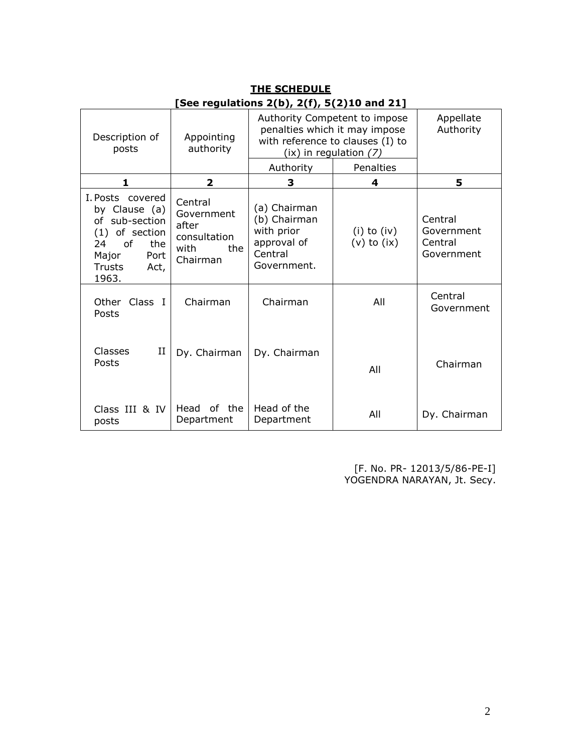**THE SCHEDULE**

**[See regulations 2(b), 2(f), 5(2)10 and 21]**

| Description of posts | Appointing authority | Authority Competent to impose penalties which it may impose with reference to clauses (I) to (ix) in regulation *(7)* | | Appellate Authority |
|---|---|---|---|---|
| | | Authority | Penalties | |
| **1** | **2** | **3** | **4** | **5** |
| I. Posts covered by Clause (a) of sub-section (1) of section 24 of the Major Port Trusts Act, 1963. | Central Government after consultation with the Chairman | (a) Chairman (b) Chairman with prior approval of Central Government. | (i) to (iv) (v) to (ix) | Central Government Central Government |
| Other Class I Posts | Chairman | Chairman | All | Central Government |
| Classes II Posts | Dy. Chairman | Dy. Chairman | All | Chairman |
| Class III & IV posts | Head of the Department | Head of the Department | All | Dy. Chairman |

[F. No. PR- 12013/5/86-PE-I]
YOGENDRA NARAYAN, Jt. Secy.